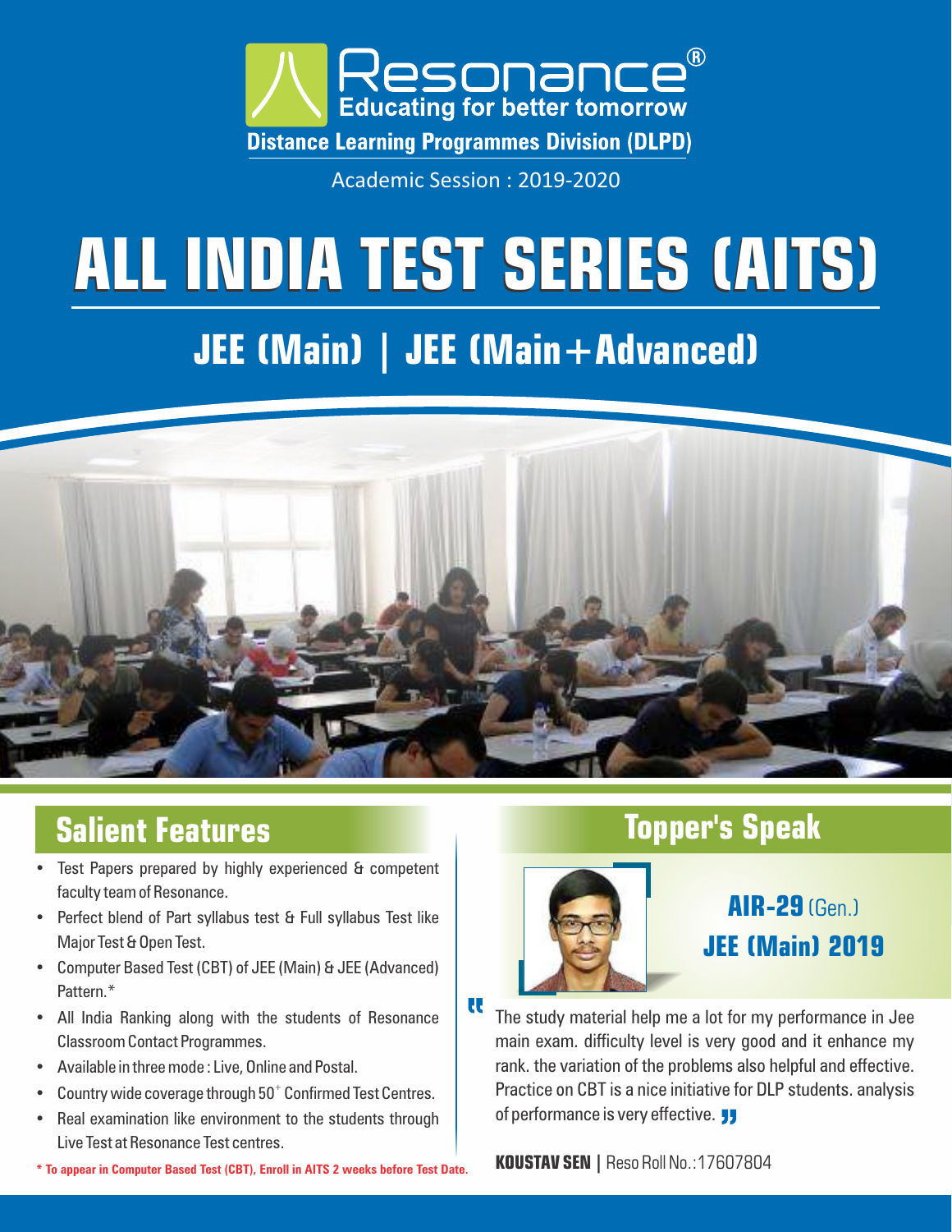Resonance®
Educating for better tomorrow
**Distance Learning Programmes Division (DLPD)**

Academic Session : 2019-2020

# ALL INDIA TEST SERIES (AITS)

## JEE (Main) | JEE (Main+Advanced)

## Salient Features

- Test Papers prepared by highly experienced & competent faculty team of Resonance.
- Perfect blend of Part syllabus test & Full syllabus Test like Major Test & Open Test.
- Computer Based Test (CBT) of JEE (Main) & JEE (Advanced) Pattern.*
- All India Ranking along with the students of Resonance Classroom Contact Programmes.
- Available in three mode : Live, Online and Postal.
- Country wide coverage through 50+ Confirmed Test Centres.
- Real examination like environment to the students through Live Test at Resonance Test centres.

**\* To appear in Computer Based Test (CBT), Enroll in AITS 2 weeks before Test Date.**

## Topper's Speak

**AIR-29** (Gen.)
**JEE (Main) 2019**

"The study material help me a lot for my performance in Jee main exam. difficulty level is very good and it enhance my rank. the variation of the problems also helpful and effective. Practice on CBT is a nice initiative for DLP students. analysis of performance is very effective."

**KOUSTAV SEN** | Reso Roll No.:17607804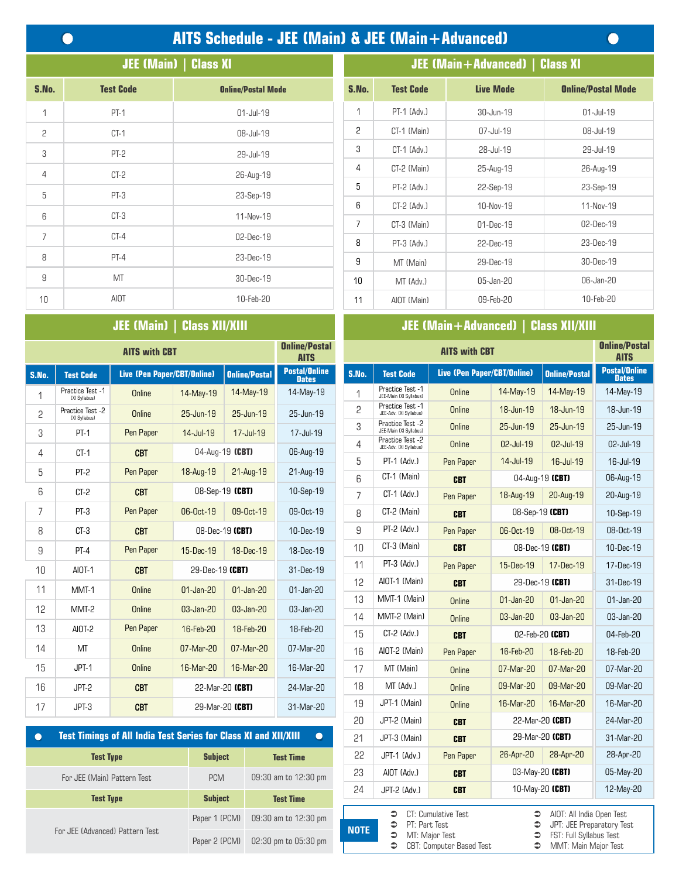# AITS Schedule - JEE (Main) & JEE (Main+Advanced)

## JEE (Main) | Class XI

| S.No. | Test Code | Online/Postal Mode |
|---|---|---|
| 1 | PT-1 | 01-Jul-19 |
| 2 | CT-1 | 08-Jul-19 |
| 3 | PT-2 | 29-Jul-19 |
| 4 | CT-2 | 26-Aug-19 |
| 5 | PT-3 | 23-Sep-19 |
| 6 | CT-3 | 11-Nov-19 |
| 7 | CT-4 | 02-Dec-19 |
| 8 | PT-4 | 23-Dec-19 |
| 9 | MT | 30-Dec-19 |
| 10 | AIOT | 10-Feb-20 |

## JEE (Main+Advanced) | Class XI

| S.No. | Test Code | Live Mode | Online/Postal Mode |
|---|---|---|---|
| 1 | PT-1 (Adv.) | 30-Jun-19 | 01-Jul-19 |
| 2 | CT-1 (Main) | 07-Jul-19 | 08-Jul-19 |
| 3 | CT-1 (Adv.) | 28-Jul-19 | 29-Jul-19 |
| 4 | CT-2 (Main) | 25-Aug-19 | 26-Aug-19 |
| 5 | PT-2 (Adv.) | 22-Sep-19 | 23-Sep-19 |
| 6 | CT-2 (Adv.) | 10-Nov-19 | 11-Nov-19 |
| 7 | CT-3 (Main) | 01-Dec-19 | 02-Dec-19 |
| 8 | PT-3 (Adv.) | 22-Dec-19 | 23-Dec-19 |
| 9 | MT (Main) | 29-Dec-19 | 30-Dec-19 |
| 10 | MT (Adv.) | 05-Jan-20 | 06-Jan-20 |
| 11 | AIOT (Main) | 09-Feb-20 | 10-Feb-20 |

## JEE (Main) | Class XII/XIII

| AITS with CBT | | | | | Online/Postal AITS |
|---|---|---|---|---|---|
| **S.No.** | **Test Code** | **Live (Pen Paper/CBT/Online)** | | **Online/Postal** | **Postal/Online Dates** |
| 1 | Practice Test -1 (XI Syllabus) | Online | 14-May-19 | 14-May-19 | 14-May-19 |
| 2 | Practice Test -2 (XI Syllabus) | Online | 25-Jun-19 | 25-Jun-19 | 25-Jun-19 |
| 3 | PT-1 | Pen Paper | 14-Jul-19 | 17-Jul-19 | 17-Jul-19 |
| 4 | CT-1 | **CBT** | 04-Aug-19 **(CBT)** | | 06-Aug-19 |
| 5 | PT-2 | Pen Paper | 18-Aug-19 | 21-Aug-19 | 21-Aug-19 |
| 6 | CT-2 | **CBT** | 08-Sep-19 **(CBT)** | | 10-Sep-19 |
| 7 | PT-3 | Pen Paper | 06-Oct-19 | 09-Oct-19 | 09-Oct-19 |
| 8 | CT-3 | **CBT** | 08-Dec-19 **(CBT)** | | 10-Dec-19 |
| 9 | PT-4 | Pen Paper | 15-Dec-19 | 18-Dec-19 | 18-Dec-19 |
| 10 | AIOT-1 | **CBT** | 29-Dec-19 **(CBT)** | | 31-Dec-19 |
| 11 | MMT-1 | Online | 01-Jan-20 | 01-Jan-20 | 01-Jan-20 |
| 12 | MMT-2 | Online | 03-Jan-20 | 03-Jan-20 | 03-Jan-20 |
| 13 | AIOT-2 | Pen Paper | 16-Feb-20 | 18-Feb-20 | 18-Feb-20 |
| 14 | MT | Online | 07-Mar-20 | 07-Mar-20 | 07-Mar-20 |
| 15 | JPT-1 | Online | 16-Mar-20 | 16-Mar-20 | 16-Mar-20 |
| 16 | JPT-2 | **CBT** | 22-Mar-20 **(CBT)** | | 24-Mar-20 |
| 17 | JPT-3 | **CBT** | 29-Mar-20 **(CBT)** | | 31-Mar-20 |

## JEE (Main+Advanced) | Class XII/XIII

| AITS with CBT | | | | | Online/Postal AITS |
|---|---|---|---|---|---|
| **S.No.** | **Test Code** | **Live (Pen Paper/CBT/Online)** | | **Online/Postal** | **Postal/Online Dates** |
| 1 | Practice Test -1 JEE-Main (XI Syllabus) | Online | 14-May-19 | 14-May-19 | 14-May-19 |
| 2 | Practice Test -1 JEE-Adv. (XI Syllabus) | Online | 18-Jun-19 | 18-Jun-19 | 18-Jun-19 |
| 3 | Practice Test -2 JEE-Main (XI Syllabus) | Online | 25-Jun-19 | 25-Jun-19 | 25-Jun-19 |
| 4 | Practice Test -2 JEE-Adv. (XI Syllabus) | Online | 02-Jul-19 | 02-Jul-19 | 02-Jul-19 |
| 5 | PT-1 (Adv.) | Pen Paper | 14-Jul-19 | 16-Jul-19 | 16-Jul-19 |
| 6 | CT-1 (Main) | **CBT** | 04-Aug-19 **(CBT)** | | 06-Aug-19 |
| 7 | CT-1 (Adv.) | Pen Paper | 18-Aug-19 | 20-Aug-19 | 20-Aug-19 |
| 8 | CT-2 (Main) | **CBT** | 08-Sep-19 **(CBT)** | | 10-Sep-19 |
| 9 | PT-2 (Adv.) | Pen Paper | 06-Oct-19 | 08-Oct-19 | 08-Oct-19 |
| 10 | CT-3 (Main) | **CBT** | 08-Dec-19 **(CBT)** | | 10-Dec-19 |
| 11 | PT-3 (Adv.) | Pen Paper | 15-Dec-19 | 17-Dec-19 | 17-Dec-19 |
| 12 | AIOT-1 (Main) | **CBT** | 29-Dec-19 **(CBT)** | | 31-Dec-19 |
| 13 | MMT-1 (Main) | Online | 01-Jan-20 | 01-Jan-20 | 01-Jan-20 |
| 14 | MMT-2 (Main) | Online | 03-Jan-20 | 03-Jan-20 | 03-Jan-20 |
| 15 | CT-2 (Adv.) | **CBT** | 02-Feb-20 **(CBT)** | | 04-Feb-20 |
| 16 | AIOT-2 (Main) | Pen Paper | 16-Feb-20 | 18-Feb-20 | 18-Feb-20 |
| 17 | MT (Main) | Online | 07-Mar-20 | 07-Mar-20 | 07-Mar-20 |
| 18 | MT (Adv.) | Online | 09-Mar-20 | 09-Mar-20 | 09-Mar-20 |
| 19 | JPT-1 (Main) | Online | 16-Mar-20 | 16-Mar-20 | 16-Mar-20 |
| 20 | JPT-2 (Main) | **CBT** | 22-Mar-20 **(CBT)** | | 24-Mar-20 |
| 21 | JPT-3 (Main) | **CBT** | 29-Mar-20 **(CBT)** | | 31-Mar-20 |
| 22 | JPT-1 (Adv.) | Pen Paper | 26-Apr-20 | 28-Apr-20 | 28-Apr-20 |
| 23 | AIOT (Adv.) | **CBT** | 03-May-20 **(CBT)** | | 05-May-20 |
| 24 | JPT-2 (Adv.) | **CBT** | 10-May-20 **(CBT)** | | 12-May-20 |

## Test Timings of All India Test Series for Class XI and XII/XIII

| Test Type | Subject | Test Time |
|---|---|---|
| For JEE (Main) Pattern Test | PCM | 09:30 am to 12:30 pm |
| **Test Type** | **Subject** | **Test Time** |
| For JEE (Advanced) Pattern Test | Paper 1 (PCM) | 09:30 am to 12:30 pm |
| | Paper 2 (PCM) | 02:30 pm to 05:30 pm |

**NOTE**

- CT: Cumulative Test
- PT: Part Test
- MT: Major Test
- CBT: Computer Based Test
- AIOT: All India Open Test
- JPT: JEE Preparatory Test
- FST: Full Syllabus Test
- MMT: Main Major Test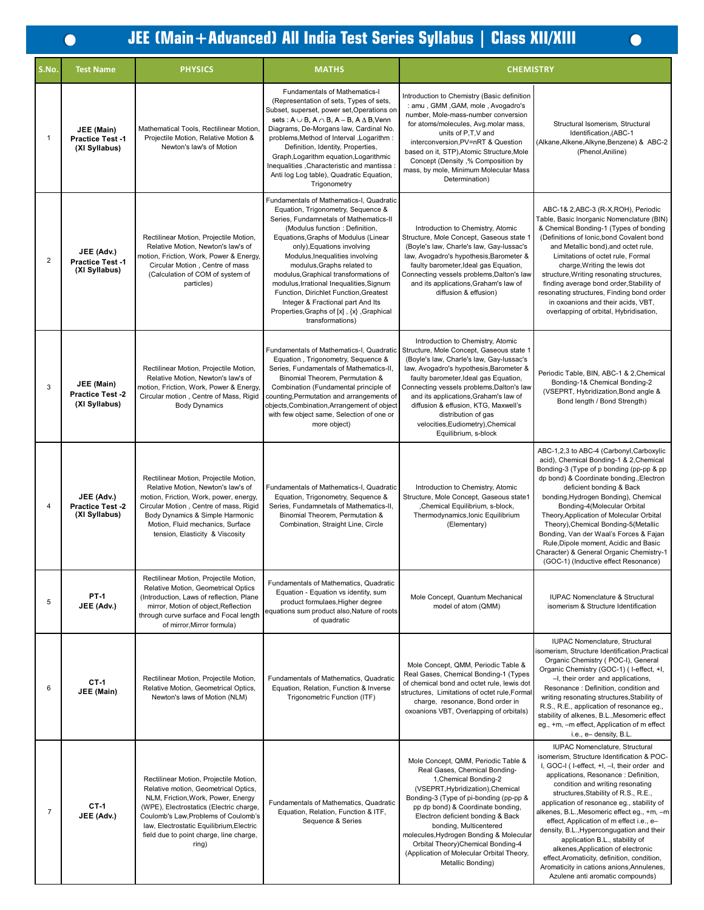# JEE (Main+Advanced) All India Test Series Syllabus | Class XII/XIII

| S.No. | Test Name | PHYSICS | MATHS | CHEMISTRY | |
|---|---|---|---|---|---|
| 1 | **JEE (Main) Practice Test -1 (XI Syllabus)** | Mathematical Tools, Rectilinear Motion, Projectile Motion, Relative Motion & Newton's law's of Motion | Fundamentals of Mathematics-I (Representation of sets, Types of sets, Subset, superset, power set,Operations on sets : $A \cup B$, $A \cap B$, $A - B$, $A \Delta B$,Venn Diagrams, De-Morgans law, Cardinal No. problems,Method of Interval ,Logarithm : Definition, Identity, Properties, Graph,Logarithm equation,Logarithmic Inequalities ,Characteristic and mantissa : Anti log Log table), Quadratic Equation, Trigonometry | Introduction to Chemistry (Basic definition : amu , GMM ,GAM, mole , Avogadro's number, Mole-mass-number conversion for atoms/molecules, Avg.molar mass, units of P,T,V and interconversion,PV=nRT & Question based on it, STP),Atomic Structure,Mole Concept (Density ,% Composition by mass, by mole, Minimum Molecular Mass Determination) | Structural Isomerism, Structural Identification,(ABC-1 (Alkane,Alkene,Alkyne,Benzene) & ABC-2 (Phenol,Aniline) |
| 2 | **JEE (Adv.) Practice Test -1 (XI Syllabus)** | Rectilinear Motion, Projectile Motion, Relative Motion, Newton's law's of motion, Friction, Work, Power & Energy, Circular Motion , Centre of mass (Calculation of COM of system of particles) | Fundamentals of Mathematics-I, Quadratic Equation, Trigonometry, Sequence & Series, Fundamnetals of Mathematics-II (Modulus function : Definition, Equations,Graphs of Modulus (Linear only),Equations involving Modulus,Inequalities involving modulus,Graphs related to modulus,Graphical transformations of modulus,Irrational Inequalities,Signum Function, Dirichlet Function,Greatest Integer & Fractional part And Its Properties,Graphs of [x] , {x} ,Graphical transformations) | Introduction to Chemistry, Atomic Structure, Mole Concept, Gaseous state 1 (Boyle's law, Charle's law, Gay-lussac's law, Avogadro's hypothesis,Barometer & faulty barometer,Ideal gas Equation, Connecting vessels problems,Dalton's law and its applications,Graham's law of diffusion & effusion) | ABC-1& 2,ABC-3 (R-X,ROH), Periodic Table, Basic Inorganic Nomenclature (BIN) & Chemical Bonding-1 (Types of bonding (Definitions of Ionic,bond Covalent bond and Metallic bond),and octet rule, Limitations of octet rule, Formal charge,Writing the lewis dot structure,Writing resonating structures, finding average bond order,Stability of resonating structures, Finding bond order in oxoanions and their acids, VBT, overlapping of orbital, Hybridisation, |
| 3 | **JEE (Main) Practice Test -2 (XI Syllabus)** | Rectilinear Motion, Projectile Motion, Relative Motion, Newton's law's of motion, Friction, Work, Power & Energy, Circular motion , Centre of Mass, Rigid Body Dynamics | Fundamentals of Mathematics-I, Quadratic Equation , Trigonometry, Sequence & Series, Fundamentals of Mathematics-II, Binomial Theorem, Permutation & Combination (Fundamental principle of counting,Permutation and arrangements of objects,Combination,Arrangement of object with few object same, Selection of one or more object) | Introduction to Chemistry, Atomic Structure, Mole Concept, Gaseous state 1 (Boyle's law, Charle's law, Gay-lussac's law, Avogadro's hypothesis,Barometer & faulty barometer,Ideal gas Equation, Connecting vessels problems,Dalton's law and its applications,Graham's law of diffusion & effusion, KTG, Maxwell's distribution of gas velocities,Eudiometry),Chemical Equilibrium, s-block | Periodic Table, BIN, ABC-1 & 2,Chemical Bonding-1& Chemical Bonding-2 (VSEPRT, Hybridization,Bond angle & Bond length / Bond Strength) |
| 4 | **JEE (Adv.) Practice Test -2 (XI Syllabus)** | Rectilinear Motion, Projectile Motion, Relative Motion, Newton's law's of motion, Friction, Work, power, energy, Circular Motion , Centre of mass, Rigid Body Dynamics & Simple Harmonic Motion, Fluid mechanics, Surface tension, Elasticity & Viscosity | Fundamentals of Mathematics-I, Quadratic Equation, Trigonometry, Sequence & Series, Fundamnetals of Mathematics-II, Binomial Theorem, Permutation & Combination, Straight Line, Circle | Introduction to Chemistry, Atomic Structure, Mole Concept, Gaseous state1 ,Chemical Equilibrium, s-block, Thermodynamics,Ionic Equilibrium (Elementary) | ABC-1,2,3 to ABC-4 (Carbonyl,Carboxylic acid), Chemical Bonding-1 & 2,Chemical Bonding-3 (Type of p bonding (pp-pp & pp dp bond) & Coordinate bonding.,Electron deficient bonding & Back bonding,Hydrogen Bonding), Chemical Bonding-4(Molecular Orbital Theory,Application of Molecular Orbital Theory),Chemical Bonding-5(Metallic Bonding, Van der Waal's Forces & Fajan Rule,Dipole moment, Acidic and Basic Character) & General Organic Chemistry-1 (GOC-1) (Inductive effect Resonance) |
| 5 | **PT-1 JEE (Adv.)** | Rectilinear Motion, Projectile Motion, Relative Motion, Geometrical Optics (Introduction, Laws of reflection, Plane mirror, Motion of object,Reflection through curve surface and Focal length of mirror,Mirror formula) | Fundamentals of Mathematics, Quadratic Equation - Equation vs identity, sum product formulaes,Higher degree equations sum product also,Nature of roots of quadratic | Mole Concept, Quantum Mechanical model of atom (QMM) | IUPAC Nomenclature & Structural isomerism & Structure Identification |
| 6 | **CT-1 JEE (Main)** | Rectilinear Motion, Projectile Motion, Relative Motion, Geometrical Optics, Newton's laws of Motion (NLM) | Fundamentals of Mathematics, Quadratic Equation, Relation, Function & Inverse Trigonometric Function (ITF) | Mole Concept, QMM, Periodic Table & Real Gases, Chemical Bonding-1 (Types of chemical bond and octet rule, lewis dot structures, Limitations of octet rule,Formal charge, resonance, Bond order in oxoanions VBT, Overlapping of orbitals) | IUPAC Nomenclature, Structural isomerism, Structure Identification,Practical Organic Chemistry ( POC-I), General Organic Chemistry (GOC-1) ( I-effect, +I, –I, their order and applications, Resonance : Definition, condition and writing resonating structures,Stability of R.S., R.E., application of resonance eg., stability of alkenes, B.L.,Mesomeric effect eg., +m, –m effect, Application of m effect i.e., e– density, B.L. |
| 7 | **CT-1 JEE (Adv.)** | Rectilinear Motion, Projectile Motion, Relative motion, Geometrical Optics, NLM, Friction,Work, Power, Energy (WPE), Electrostatics (Electric charge, Coulomb's Law,Problems of Coulomb's law, Electrostatic Equilibrium,Electric field due to point charge, line charge, ring) | Fundamentals of Mathematics, Quadratic Equation, Relation, Function & ITF, Sequence & Series | Mole Concept, QMM, Periodic Table & Real Gases, Chemical Bonding-1,Chemical Bonding-2 (VSEPRT,Hybridization),Chemical Bonding-3 (Type of pi-bonding (pp-pp & pp dp bond) & Coordinate bonding, Electron deficient bonding & Back bonding, Multicentered molecules,Hydrogen Bonding & Molecular Orbital Theory)Chemical Bonding-4 (Application of Molecular Orbital Theory, Metallic Bonding) | IUPAC Nomenclature, Structural isomerism, Structure Identification & POC-I, GOC-I ( I-effect, +I, –I, their order and applications, Resonance : Definition, condition and writing resonating structures,Stability of R.S., R.E., application of resonance eg., stability of alkenes, B.L.,Mesomeric effect eg., +m, –m effect, Application of m effect i.e., e– density, B.L.,Hypercongugation and their application B.L., stability of alkenes,Application of electronic effect,Aromaticity, definition, condition, Aromaticity in cations anions,Annulenes, Azulene anti aromatic compounds) |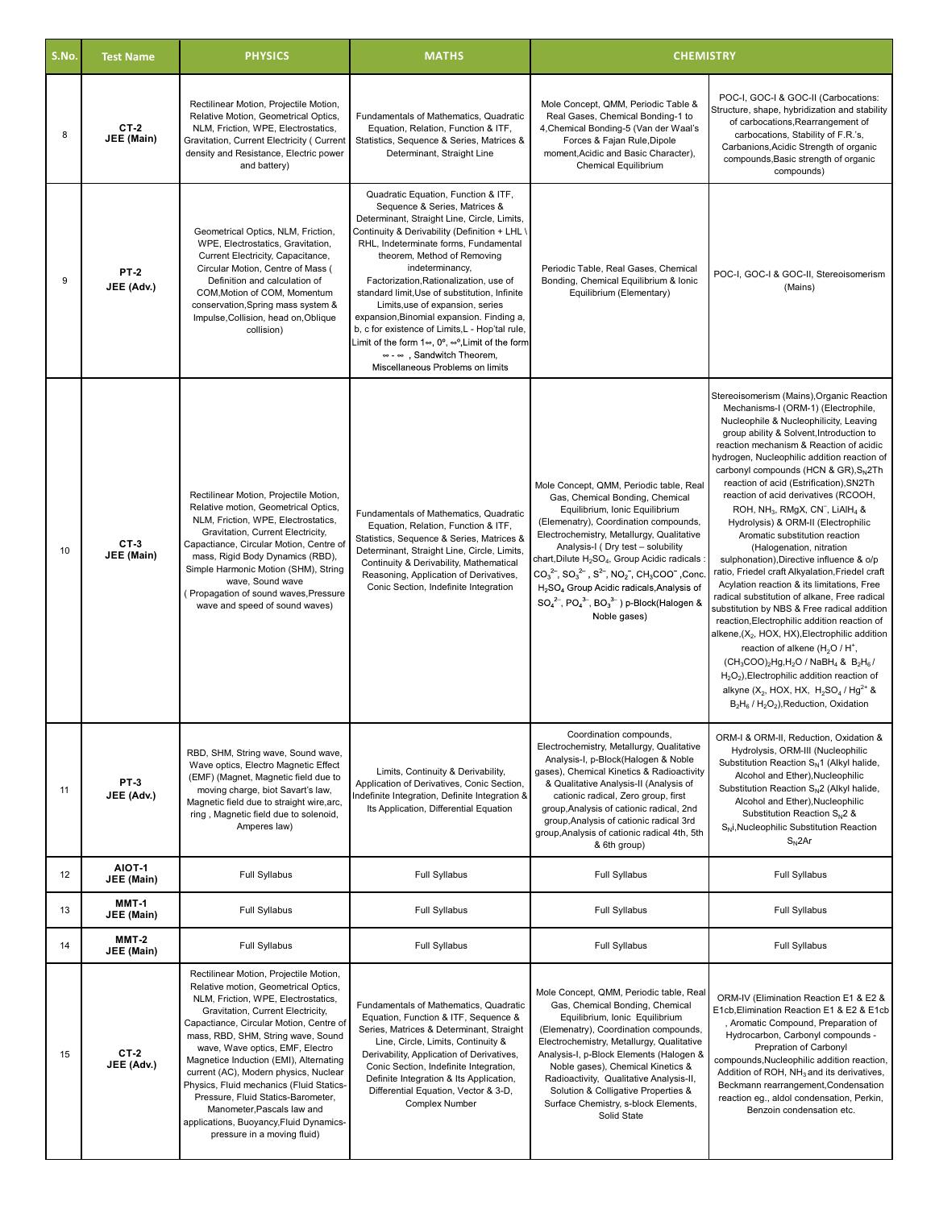| S.No. | Test Name | PHYSICS | MATHS | CHEMISTRY | |
|---|---|---|---|---|---|
| 8 | CT-2 JEE (Main) | Rectilinear Motion, Projectile Motion, Relative Motion, Geometrical Optics, NLM, Friction, WPE, Electrostatics, Gravitation, Current Electricity ( Current density and Resistance, Electric power and battery) | Fundamentals of Mathematics, Quadratic Equation, Relation, Function & ITF, Statistics, Sequence & Series, Matrices & Determinant, Straight Line | Mole Concept, QMM, Periodic Table & Real Gases, Chemical Bonding-1 to 4,Chemical Bonding-5 (Van der Waal's Forces & Fajan Rule,Dipole moment,Acidic and Basic Character), Chemical Equilibrium | POC-I, GOC-I & GOC-II (Carbocations: Structure, shape, hybridization and stability of carbocations,Rearrangement of carbocations, Stability of F.R.'s, Carbanions,Acidic Strength of organic compounds,Basic strength of organic compounds) |
| 9 | PT-2 JEE (Adv.) | Geometrical Optics, NLM, Friction, WPE, Electrostatics, Gravitation, Current Electricity, Capacitance, Circular Motion, Centre of Mass ( Definition and calculation of COM,Motion of COM, Momentum conservation,Spring mass system & Impulse,Collision, head on,Oblique collision) | Quadratic Equation, Function & ITF, Sequence & Series, Matrices & Determinant, Straight Line, Circle, Limits, Continuity & Derivability (Definition + LHL \ RHL, Indeterminate forms, Fundamental theorem, Method of Removing indeterminancy, Factorization,Rationalization, use of standard limit,Use of substitution, Infinite Limits,use of expansion, series expansion,Binomial expansion. Finding a, b, c for existence of Limits,L - Hop'tal rule, Limit of the form $1^\infty$, $0^0$, $\infty^0$,Limit of the form $\infty - \infty$ , Sandwitch Theorem, Miscellaneous Problems on limits | Periodic Table, Real Gases, Chemical Bonding, Chemical Equilibrium & Ionic Equilibrium (Elementary) | POC-I, GOC-I & GOC-II, Stereoisomerism (Mains) |
| 10 | CT-3 JEE (Main) | Rectilinear Motion, Projectile Motion, Relative motion, Geometrical Optics, NLM, Friction, WPE, Electrostatics, Gravitation, Current Electricity, Capacitance, Circular Motion, Centre of mass, Rigid Body Dynamics (RBD), Simple Harmonic Motion (SHM), String wave, Sound wave ( Propagation of sound waves,Pressure wave and speed of sound waves) | Fundamentals of Mathematics, Quadratic Equation, Relation, Function & ITF, Statistics, Sequence & Series, Matrices & Determinant, Straight Line, Circle, Limits, Continuity & Derivability, Mathematical Reasoning, Application of Derivatives, Conic Section, Indefinite Integration | Mole Concept, QMM, Periodic table, Real Gas, Chemical Bonding, Chemical Equilibrium, Ionic Equilibrium (Elemenatry), Coordination compounds, Electrochemistry, Metallurgy, Qualitative Analysis-I ( Dry test – solubility chart,Dilute $H_2SO_4$, Group Acidic radicals : $CO_3^{2-}$, $SO_3^{2-}$ , $S^{2-}$, $NO_2^-$, $CH_3COO^-$ ,Conc. $H_2SO_4$ Group Acidic radicals,Analysis of $SO_4^{2-}$, $PO_4^{3-}$, $BO_3^{3-}$ ) p-Block(Halogen & Noble gases) | Stereoisomerism (Mains),Organic Reaction Mechanisms-I (ORM-1) (Electrophile, Nucleophile & Nucleophilicity, Leaving group ability & Solvent,Introduction to reaction mechanism & Reaction of acidic hydrogen, Nucleophilic addition reaction of carbonyl compounds (HCN & GR),$S_N$2Th reaction of acid (Estrification),SN2Th reaction of acid derivatives (RCOOH, ROH, $NH_3$, RMgX, $CN^-$, $LiAlH_4$ & Hydrolysis) & ORM-II (Electrophilic Aromatic substitution reaction (Halogenation, nitration sulphonation),Directive influence & o/p ratio, Friedel craft Alkyalation,Friedel craft Acylation reaction & its limitations, Free radical substitution of alkane, Free radical substitution by NBS & Free radical addition reaction,Electrophilic addition reaction of alkene,($X_2$, HOX, HX),Electrophilic addition reaction of alkene ($H_2O$ / $H^+$, $(CH_3COO)_2Hg$,$H_2O$ / $NaBH_4$ & $B_2H_6$ / $H_2O_2$),Electrophilic addition reaction of alkyne ($X_2$, HOX, HX, $H_2SO_4$ / $Hg^{2+}$ & $B_2H_6$ / $H_2O_2$),Reduction, Oxidation |
| 11 | PT-3 JEE (Adv.) | RBD, SHM, String wave, Sound wave, Wave optics, Electro Magnetic Effect (EMF) (Magnet, Magnetic field due to moving charge, biot Savart's law, Magnetic field due to straight wire,arc, ring , Magnetic field due to solenoid, Amperes law) | Limits, Continuity & Derivability, Application of Derivatives, Conic Section, Indefinite Integration, Definite Integration & Its Application, Differential Equation | Coordination compounds, Electrochemistry, Metallurgy, Qualitative Analysis-I, p-Block(Halogen & Noble gases), Chemical Kinetics & Radioactivity & Qualitative Analysis-II (Analysis of cationic radical, Zero group, first group,Analysis of cationic radical, 2nd group,Analysis of cationic radical 3rd group,Analysis of cationic radical 4th, 5th & 6th group) | ORM-I & ORM-II, Reduction, Oxidation & Hydrolysis, ORM-III (Nucleophilic Substitution Reaction $S_N1$ (Alkyl halide, Alcohol and Ether),Nucleophilic Substitution Reaction $S_N2$ (Alkyl halide, Alcohol and Ether),Nucleophilic Substitution Reaction $S_N2$ & $S_Ni$,Nucleophilic Substitution Reaction $S_N2Ar$ |
| 12 | AIOT-1 JEE (Main) | Full Syllabus | Full Syllabus | Full Syllabus | Full Syllabus |
| 13 | MMT-1 JEE (Main) | Full Syllabus | Full Syllabus | Full Syllabus | Full Syllabus |
| 14 | MMT-2 JEE (Main) | Full Syllabus | Full Syllabus | Full Syllabus | Full Syllabus |
| 15 | CT-2 JEE (Adv.) | Rectilinear Motion, Projectile Motion, Relative motion, Geometrical Optics, NLM, Friction, WPE, Electrostatics, Gravitation, Current Electricity, Capacitance, Circular Motion, Centre of mass, RBD, SHM, String wave, Sound wave, Wave optics, EMF, Electro Magnetice Induction (EMI), Alternating current (AC), Modern physics, Nuclear Physics, Fluid mechanics (Fluid Statics-Pressure, Fluid Statics-Barometer, Manometer,Pascals law and applications, Buoyancy,Fluid Dynamics-pressure in a moving fluid) | Fundamentals of Mathematics, Quadratic Equation, Function & ITF, Sequence & Series, Matrices & Determinant, Straight Line, Circle, Limits, Continuity & Derivability, Application of Derivatives, Conic Section, Indefinite Integration, Definite Integration & Its Application, Differential Equation, Vector & 3-D, Complex Number | Mole Concept, QMM, Periodic table, Real Gas, Chemical Bonding, Chemical Equilibrium, Ionic Equilibrium (Elemenatry), Coordination compounds, Electrochemistry, Metallurgy, Qualitative Analysis-I, p-Block Elements (Halogen & Noble gases), Chemical Kinetics & Radioactivity, Qualitative Analysis-II, Solution & Colligative Properties & Surface Chemistry, s-block Elements, Solid State | ORM-IV (Elimination Reaction E1 & E2 & E1cb,Elimination Reaction E1 & E2 & E1cb , Aromatic Compound, Preparation of Hydrocarbon, Carbonyl compounds - Prepration of Carbonyl compounds,Nucleophilic addition reaction, Addition of ROH, $NH_3$ and its derivatives, Beckmann rearrangement,Condensation reaction eg., aldol condensation, Perkin, Benzoin condensation etc. |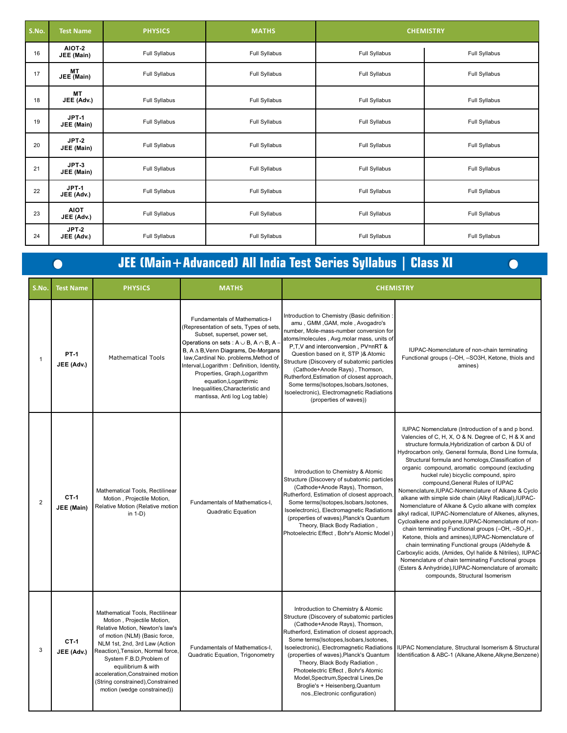| S.No. | Test Name | PHYSICS | MATHS | CHEMISTRY | |
|---|---|---|---|---|---|
| 16 | AIOT-2 JEE (Main) | Full Syllabus | Full Syllabus | Full Syllabus | Full Syllabus |
| 17 | MT JEE (Main) | Full Syllabus | Full Syllabus | Full Syllabus | Full Syllabus |
| 18 | MT JEE (Adv.) | Full Syllabus | Full Syllabus | Full Syllabus | Full Syllabus |
| 19 | JPT-1 JEE (Main) | Full Syllabus | Full Syllabus | Full Syllabus | Full Syllabus |
| 20 | JPT-2 JEE (Main) | Full Syllabus | Full Syllabus | Full Syllabus | Full Syllabus |
| 21 | JPT-3 JEE (Main) | Full Syllabus | Full Syllabus | Full Syllabus | Full Syllabus |
| 22 | JPT-1 JEE (Adv.) | Full Syllabus | Full Syllabus | Full Syllabus | Full Syllabus |
| 23 | AIOT JEE (Adv.) | Full Syllabus | Full Syllabus | Full Syllabus | Full Syllabus |
| 24 | JPT-2 JEE (Adv.) | Full Syllabus | Full Syllabus | Full Syllabus | Full Syllabus |

## JEE (Main+Advanced) All India Test Series Syllabus | Class XI

| S.No. | Test Name | PHYSICS | MATHS | CHEMISTRY | |
|---|---|---|---|---|---|
| 1 | PT-1 JEE (Adv.) | Mathematical Tools | Fundamentals of Mathematics-I (Representation of sets, Types of sets, Subset, superset, power set, Operations on sets : $A \cup B$, $A \cap B$, $A - B$, $A \Delta B$,Venn Diagrams, De-Morgans law,Cardinal No. problems,Method of Interval,Logarithm : Definition, Identity, Properties, Graph,Logarithm equation,Logarithmic Inequalities,Characteristic and mantissa, Anti log Log table) | Introduction to Chemistry (Basic definition : amu , GMM ,GAM, mole , Avogadro's number, Mole-mass-number conversion for atoms/molecules , Avg.molar mass, units of P,T,V and interconversion , PV=nRT & Question based on it, STP )& Atomic Structure (Discovery of subatomic particles (Cathode+Anode Rays) , Thomson, Rutherford,Estimation of closest approach, Some terms(Isotopes,Isobars,Isotones, Isoelectronic), Electromagnetic Radiations (properties of waves)) | IUPAC-Nomenclature of non-chain terminating Functional groups (–OH, –SO3H, Ketone, thiols and amines) |
| 2 | CT-1 JEE (Main) | Mathematical Tools, Rectilinear Motion , Projectile Motion, Relative Motion (Relative motion in 1-D) | Fundamentals of Mathematics-I, Quadratic Equation | Introduction to Chemistry & Atomic Structure (Discovery of subatomic particles (Cathode+Anode Rays), Thomson, Rutherford, Estimation of closest approach, Some terms(Isotopes,Isobars,Isotones, Isoelectronic), Electromagnetic Radiations (properties of waves),Planck's Quantum Theory, Black Body Radiation , Photoelectric Effect , Bohr's Atomic Model ) | IUPAC Nomenclature (Introduction of s and p bond. Valencies of C, H, X, O & N. Degree of C, H & X and structure formula,Hybridization of carbon & DU of Hydrocarbon only, General formula, Bond Line formula, Structural formula and homologs,Classification of organic compound, aromatic compound (excluding huckel rule) bicyclic compound, spiro compound,General Rules of IUPAC Nomenclature,IUPAC-Nomenclature of Alkane & Cyclo alkane with simple side chain (Alkyl Radical),IUPAC-Nomenclature of Alkane & Cyclo alkane with complex alkyl radical, IUPAC-Nomenclature of Alkenes, alkynes, Cycloalkene and polyene,IUPAC-Nomenclature of non-chain terminating Functional groups (–OH, $-SO_3H$ , Ketone, thiols and amines),IUPAC-Nomenclature of chain terminating Functional groups (Aldehyde & Carboxylic acids, (Amides, Oyl halide & Nitriles), IUPAC-Nomenclature of chain terminating Functional groups (Esters & Anhydride),IUPAC-Nomenclature of aromaitc compounds, Structural Isomerism |
| 3 | CT-1 JEE (Adv.) | Mathematical Tools, Rectilinear Motion , Projectile Motion, Relative Motion, Newton's law's of motion (NLM) (Basic force, NLM 1st, 2nd, 3rd Law (Action Reaction),Tension, Normal force, System F.B.D,Problem of equilibrium & with acceleration,Constrained motion (String constrained),Constrained motion (wedge constrained)) | Fundamentals of Mathematics-I, Quadratic Equation, Trigonometry | Introduction to Chemistry & Atomic Structure (Discovery of subatomic particles (Cathode+Anode Rays), Thomson, Rutherford, Estimation of closest approach, Some terms(Isotopes,Isobars,Isotones, Isoelectronic), Electromagnetic Radiations (properties of waves),Planck's Quantum Theory, Black Body Radiation , Photoelectric Effect , Bohr's Atomic Model,Spectrum,Spectral Lines,De Broglie's + Heisenberg,Quantum nos.,Electronic configuration) | IUPAC Nomenclature, Structural Isomerism & Structural Identification & ABC-1 (Alkane,Alkene,Alkyne,Benzene) |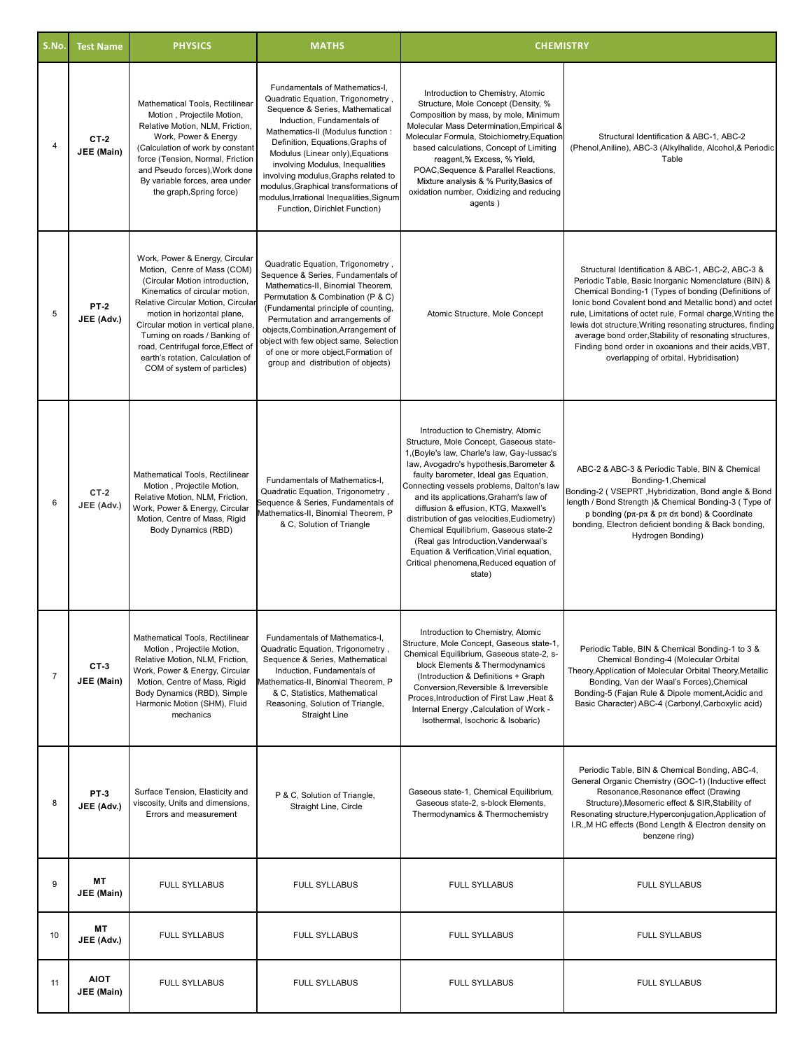| S.No. | Test Name | PHYSICS | MATHS | CHEMISTRY | |
|---|---|---|---|---|---|
| 4 | **CT-2 JEE (Main)** | Mathematical Tools, Rectilinear Motion , Projectile Motion, Relative Motion, NLM, Friction, Work, Power & Energy (Calculation of work by constant force (Tension, Normal, Friction and Pseudo forces),Work done By variable forces, area under the graph,Spring force) | Fundamentals of Mathematics-I, Quadratic Equation, Trigonometry , Sequence & Series, Mathematical Induction, Fundamentals of Mathematics-II (Modulus function : Definition, Equations,Graphs of Modulus (Linear only),Equations involving Modulus, Inequalities involving modulus,Graphs related to modulus,Graphical transformations of modulus,Irrational Inequalities,Signum Function, Dirichlet Function) | Introduction to Chemistry, Atomic Structure, Mole Concept (Density, % Composition by mass, by mole, Minimum Molecular Mass Determination,Empirical & Molecular Formula, Stoichiometry,Equation based calculations, Concept of Limiting reagent,% Excess, % Yield, POAC,Sequence & Parallel Reactions, Mixture analysis & % Purity,Basics of oxidation number, Oxidizing and reducing agents ) | Structural Identification & ABC-1, ABC-2 (Phenol,Aniline), ABC-3 (Alkylhalide, Alcohol,& Periodic Table |
| 5 | **PT-2 JEE (Adv.)** | Work, Power & Energy, Circular Motion, Cenre of Mass (COM) (Circular Motion introduction, Kinematics of circular motion, Relative Circular Motion, Circular motion in horizontal plane, Circular motion in vertical plane, Turning on roads / Banking of road, Centrifugal force,Effect of earth's rotation, Calculation of COM of system of particles) | Quadratic Equation, Trigonometry , Sequence & Series, Fundamentals of Mathematics-II, Binomial Theorem, Permutation & Combination (P & C) (Fundamental principle of counting, Permutation and arrangements of objects,Combination,Arrangement of object with few object same, Selection of one or more object,Formation of group and distribution of objects) | Atomic Structure, Mole Concept | Structural Identification & ABC-1, ABC-2, ABC-3 & Periodic Table, Basic Inorganic Nomenclature (BIN) & Chemical Bonding-1 (Types of bonding (Definitions of Ionic bond Covalent bond and Metallic bond) and octet rule, Limitations of octet rule, Formal charge,Writing the lewis dot structure,Writing resonating structures, finding average bond order,Stability of resonating structures, Finding bond order in oxoanions and their acids,VBT, overlapping of orbital, Hybridisation) |
| 6 | **CT-2 JEE (Adv.)** | Mathematical Tools, Rectilinear Motion , Projectile Motion, Relative Motion, NLM, Friction, Work, Power & Energy, Circular Motion, Centre of Mass, Rigid Body Dynamics (RBD) | Fundamentals of Mathematics-I, Quadratic Equation, Trigonometry , Sequence & Series, Fundamentals of Mathematics-II, Binomial Theorem, P & C, Solution of Triangle | Introduction to Chemistry, Atomic Structure, Mole Concept, Gaseous state-1,(Boyle's law, Charle's law, Gay-lussac's law, Avogadro's hypothesis,Barometer & faulty barometer, Ideal gas Equation, Connecting vessels problems, Dalton's law and its applications,Graham's law of diffusion & effusion, KTG, Maxwell's distribution of gas velocities,Eudiometry) Chemical Equilibrium, Gaseous state-2 (Real gas Introduction,Vanderwaal's Equation & Verification,Virial equation, Critical phenomena,Reduced equation of state) | ABC-2 & ABC-3 & Periodic Table, BIN & Chemical Bonding-1,Chemical Bonding-2 ( VSEPRT ,Hybridization, Bond angle & Bond length / Bond Strength )& Chemical Bonding-3 ( Type of p bonding (pπ-pπ & pπ dπ bond) & Coordinate bonding, Electron deficient bonding & Back bonding, Hydrogen Bonding) |
| 7 | **CT-3 JEE (Main)** | Mathematical Tools, Rectilinear Motion , Projectile Motion, Relative Motion, NLM, Friction, Work, Power & Energy, Circular Motion, Centre of Mass, Rigid Body Dynamics (RBD), Simple Harmonic Motion (SHM), Fluid mechanics | Fundamentals of Mathematics-I, Quadratic Equation, Trigonometry , Sequence & Series, Mathematical Induction, Fundamentals of Mathematics-II, Binomial Theorem, P & C, Statistics, Mathematical Reasoning, Solution of Triangle, Straight Line | Introduction to Chemistry, Atomic Structure, Mole Concept, Gaseous state-1, Chemical Equilibrium, Gaseous state-2, s-block Elements & Thermodynamics (Introduction & Definitions + Graph Conversion,Reversible & Irreversible Proces,Introduction of First Law ,Heat & Internal Energy ,Calculation of Work - Isothermal, Isochoric & Isobaric) | Periodic Table, BIN & Chemical Bonding-1 to 3 & Chemical Bonding-4 (Molecular Orbital Theory,Application of Molecular Orbital Theory,Metallic Bonding, Van der Waal's Forces),Chemical Bonding-5 (Fajan Rule & Dipole moment,Acidic and Basic Character) ABC-4 (Carbonyl,Carboxylic acid) |
| 8 | **PT-3 JEE (Adv.)** | Surface Tension, Elasticity and viscosity, Units and dimensions, Errors and measurement | P & C, Solution of Triangle, Straight Line, Circle | Gaseous state-1, Chemical Equilibrium, Gaseous state-2, s-block Elements, Thermodynamics & Thermochemistry | Periodic Table, BIN & Chemical Bonding, ABC-4, General Organic Chemistry (GOC-1) (Inductive effect Resonance,Resonance effect (Drawing Structure),Mesomeric effect & SIR,Stability of Resonating structure,Hyperconjugation,Application of I.R.,M HC effects (Bond Length & Electron density on benzene ring) |
| 9 | **MT JEE (Main)** | FULL SYLLABUS | FULL SYLLABUS | FULL SYLLABUS | FULL SYLLABUS |
| 10 | **MT JEE (Adv.)** | FULL SYLLABUS | FULL SYLLABUS | FULL SYLLABUS | FULL SYLLABUS |
| 11 | **AIOT JEE (Main)** | FULL SYLLABUS | FULL SYLLABUS | FULL SYLLABUS | FULL SYLLABUS |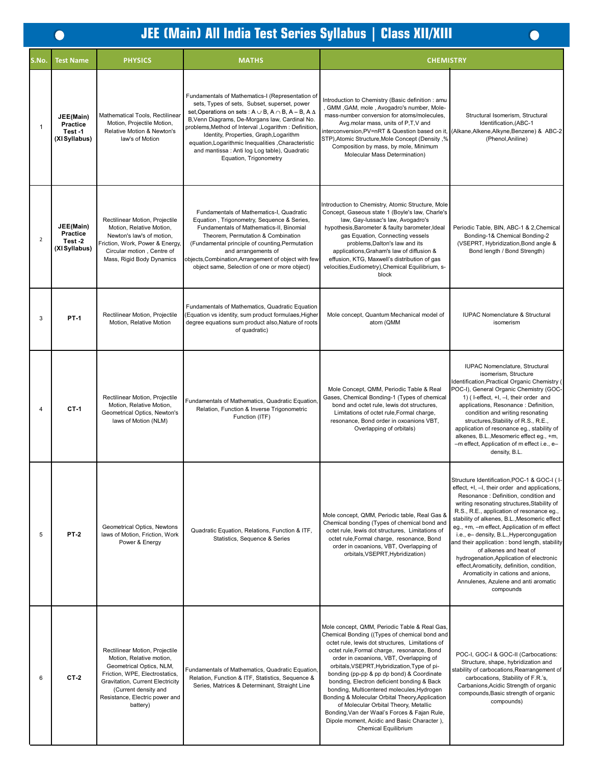# JEE (Main) All India Test Series Syllabus | Class XII/XIII

| S.No. | Test Name | PHYSICS | MATHS | CHEMISTRY | |
|---|---|---|---|---|---|
| 1 | **JEE(Main) Practice Test -1 (XI Syllabus)** | Mathematical Tools, Rectilinear Motion, Projectile Motion, Relative Motion & Newton's law's of Motion | Fundamentals of Mathematics-I (Representation of sets, Types of sets, Subset, superset, power set,Operations on sets : $A \cup B$, $A \cap B$, $A - B$, $A \Delta B$,Venn Diagrams, De-Morgans law, Cardinal No. problems,Method of Interval ,Logarithm : Definition, Identity, Properties, Graph,Logarithm equation,Logarithmic Inequalities ,Characteristic and mantissa : Anti log Log table), Quadratic Equation, Trigonometry | Introduction to Chemistry (Basic definition : amu , GMM ,GAM, mole , Avogadro's number, Mole-mass-number conversion for atoms/molecules, Avg.molar mass, units of P,T,V and interconversion,PV=nRT & Question based on it, STP),Atomic Structure,Mole Concept (Density ,% Composition by mass, by mole, Minimum Molecular Mass Determination) | Structural Isomerism, Structural Identification,(ABC-1 (Alkane,Alkene,Alkyne,Benzene) & ABC-2 (Phenol,Aniline) |
| 2 | **JEE(Main) Practice Test -2 (XI Syllabus)** | Rectilinear Motion, Projectile Motion, Relative Motion, Newton's law's of motion, Friction, Work, Power & Energy, Circular motion , Centre of Mass, Rigid Body Dynamics | Fundamentals of Mathematics-I, Quadratic Equation , Trigonometry, Sequence & Series, Fundamentals of Mathematics-II, Binomial Theorem, Permutation & Combination (Fundamental principle of counting,Permutation and arrangements of objects,Combination,Arrangement of object with few object same, Selection of one or more object) | Introduction to Chemistry, Atomic Structure, Mole Concept, Gaseous state 1 (Boyle's law, Charle's law, Gay-lussac's law, Avogadro's hypothesis,Barometer & faulty barometer,Ideal gas Equation, Connecting vessels problems,Dalton's law and its applications,Graham's law of diffusion & effusion, KTG, Maxwell's distribution of gas velocities,Eudiometry),Chemical Equilibrium, s-block | Periodic Table, BIN, ABC-1 & 2,Chemical Bonding-1& Chemical Bonding-2 (VSEPRT, Hybridization,Bond angle & Bond length / Bond Strength) |
| 3 | **PT-1** | Rectilinear Motion, Projectile Motion, Relative Motion | Fundamentals of Mathematics, Quadratic Equation (Equation vs identity, sum product formulaes,Higher degree equations sum product also,Nature of roots of quadratic) | Mole concept, Quantum Mechanical model of atom (QMM | IUPAC Nomenclature & Structural isomerism |
| 4 | **CT-1** | Rectilinear Motion, Projectile Motion, Relative Motion, Geometrical Optics, Newton's laws of Motion (NLM) | Fundamentals of Mathematics, Quadratic Equation, Relation, Function & Inverse Trigonometric Function (ITF) | Mole Concept, QMM, Periodic Table & Real Gases, Chemical Bonding-1 (Types of chemical bond and octet rule, lewis dot structures, Limitations of octet rule,Formal charge, resonance, Bond order in oxoanions VBT, Overlapping of orbitals) | IUPAC Nomenclature, Structural isomerism, Structure Identification,Practical Organic Chemistry ( POC-I), General Organic Chemistry (GOC-1) ( I-effect, +I, –I, their order and applications, Resonance : Definition, condition and writing resonating structures,Stability of R.S., R.E., application of resonance eg., stability of alkenes, B.L.,Mesomeric effect eg., +m, –m effect, Application of m effect i.e., e– density, B.L. |
| 5 | **PT-2** | Geometrical Optics, Newtons laws of Motion, Friction, Work Power & Energy | Quadratic Equation, Relations, Function & ITF, Statistics, Sequence & Series | Mole concept, QMM, Periodic table, Real Gas & Chemical bonding (Types of chemical bond and octet rule, lewis dot structures, Limitations of octet rule,Formal charge, resonance, Bond order in oxoanions, VBT, Overlapping of orbitals,VSEPRT,Hybridization) | Structure Identification,POC-1 & GOC-I ( I-effect, +I, –I, their order and applications, Resonance : Definition, condition and writing resonating structures,Stability of R.S., R.E., application of resonance eg., stability of alkenes, B.L.,Mesomeric effect eg., +m, –m effect, Application of m effect i.e., e– density, B.L.,Hypercongugation and their application : bond length, stability of alkenes and heat of hydrogenation,Application of electronic effect,Aromaticity, definition, condition, Aromaticity in cations and anions, Annulenes, Azulene and anti aromatic compounds |
| 6 | **CT-2** | Rectilinear Motion, Projectile Motion, Relative motion, Geometrical Optics, NLM, Friction, WPE, Electrostatics, Gravitation, Current Electricity (Current density and Resistance, Electric power and battery) | Fundamentals of Mathematics, Quadratic Equation, Relation, Function & ITF, Statistics, Sequence & Series, Matrices & Determinant, Straight Line | Mole concept, QMM, Periodic Table & Real Gas, Chemical Bonding ((Types of chemical bond and octet rule, lewis dot structures, Limitations of octet rule,Formal charge, resonance, Bond order in oxoanions, VBT, Overlapping of orbitals,VSEPRT,Hybridization,Type of pi-bonding (pp-pp & pp dp bond) & Coordinate bonding, Electron deficient bonding & Back bonding, Multicentered molecules,Hydrogen Bonding & Molecular Orbital Theory,Application of Molecular Orbital Theory, Metallic Bonding,Van der Waal's Forces & Fajan Rule, Dipole moment, Acidic and Basic Character ), Chemical Equilibrium | POC-I, GOC-I & GOC-II (Carbocations: Structure, shape, hybridization and stability of carbocations,Rearrangement of carbocations, Stability of F.R.'s, Carbanions,Acidic Strength of organic compounds,Basic strength of organic compounds) |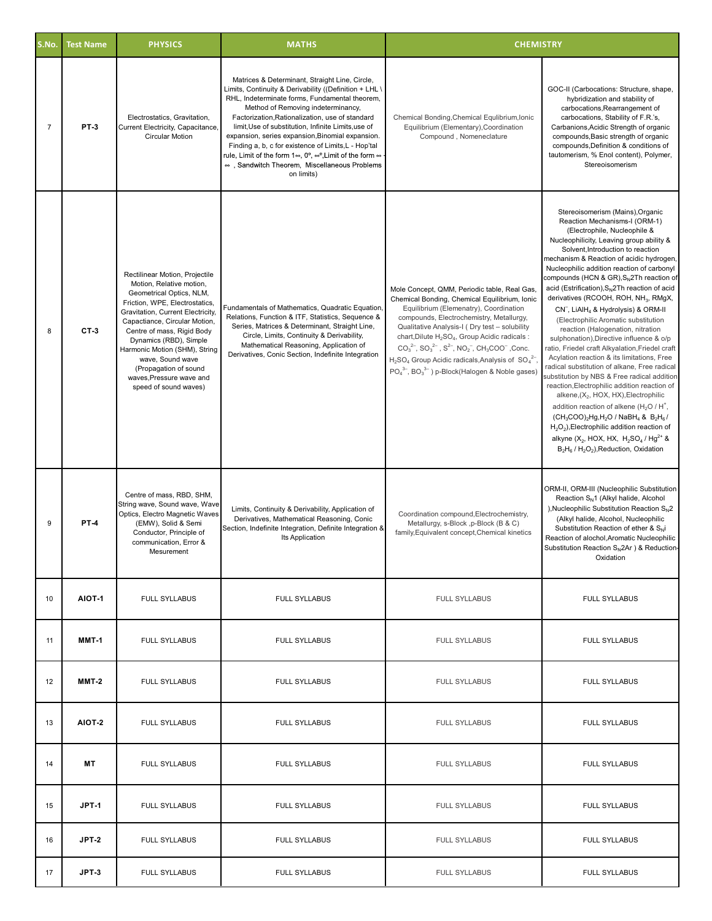| S.No. | Test Name | PHYSICS | MATHS | CHEMISTRY | |
|---|---|---|---|---|---|
| 7 | PT-3 | Electrostatics, Gravitation, Current Electricity, Capacitance, Circular Motion | Matrices & Determinant, Straight Line, Circle, Limits, Continuity & Derivability ((Definition + LHL \ RHL, Indeterminate forms, Fundamental theorem, Method of Removing indeterminancy, Factorization,Rationalization, use of standard limit,Use of substitution, Infinite Limits,use of expansion, series expansion,Binomial expansion. Finding a, b, c for existence of Limits,L - Hop'tal rule, Limit of the form $1^{\infty}$, $0^0$, $\infty^0$,Limit of the form $\infty - \infty$ , Sandwitch Theorem, Miscellaneous Problems on limits) | Chemical Bonding,Chemical Equlibrium,Ionic Equilibrium (Elementary),Coordination Compound , Nomeneclature | GOC-II (Carbocations: Structure, shape, hybridization and stability of carbocations,Rearrangement of carbocations, Stability of F.R.'s, Carbanions,Acidic Strength of organic compounds,Basic strength of organic compounds,Definition & conditions of tautomerism, % Enol content), Polymer, Stereoisomerism |
| 8 | CT-3 | Rectilinear Motion, Projectile Motion, Relative motion, Geometrical Optics, NLM, Friction, WPE, Electrostatics, Gravitation, Current Electricity, Capactiance, Circular Motion, Centre of mass, Rigid Body Dynamics (RBD), Simple Harmonic Motion (SHM), String wave, Sound wave (Propagation of sound waves,Pressure wave and speed of sound waves) | Fundamentals of Mathematics, Quadratic Equation, Relations, Function & ITF, Statistics, Sequence & Series, Matrices & Determinant, Straight Line, Circle, Limits, Continuity & Derivability, Mathematical Reasoning, Application of Derivatives, Conic Section, Indefinite Integration | Mole Concept, QMM, Periodic table, Real Gas, Chemical Bonding, Chemical Equilibrium, Ionic Equilibrium (Elemenatry), Coordination compounds, Electrochemistry, Metallurgy, Qualitative Analysis-I ( Dry test – solubility chart,Dilute $H_2SO_4$, Group Acidic radicals : $CO_3^{2-}$, $SO_3^{2-}$ , $S^{2-}$, $NO_2^-$, $CH_3COO^-$ ,Conc. $H_2SO_4$ Group Acidic radicals,Analysis of $SO_4^{2-}$, $PO_4^{3-}$, $BO_3^{3-}$ ) p-Block(Halogen & Noble gases) | Stereoisomerism (Mains),Organic Reaction Mechanisms-I (ORM-1) (Electrophile, Nucleophile & Nucleophilicity, Leaving group ability & Solvent,Introduction to reaction mechanism & Reaction of acidic hydrogen, Nucleophilic addition reaction of carbonyl compounds (HCN & GR),$S_N$2Th reaction of acid (Estrification),$S_N$2Th reaction of acid derivatives (RCOOH, ROH, $NH_3$, RMgX, $CN^-$, $LiAlH_4$ & Hydrolysis) & ORM-II (Electrophilic Aromatic substitution reaction (Halogenation, nitration sulphonation),Directive influence & o/p ratio, Friedel craft Alkyalation,Friedel craft Acylation reaction & its limitations, Free radical substitution of alkane, Free radical substitution by NBS & Free radical addition reaction,Electrophilic addition reaction of alkene,($X_2$, HOX, HX),Electrophilic addition reaction of alkene ($H_2O$ / $H^+$, $(CH_3COO)_2Hg$,$H_2O$ / $NaBH_4$ & $B_2H_6$ / $H_2O_2$),Electrophilic addition reaction of alkyne ($X_2$, HOX, HX, $H_2SO_4$ / $Hg^{2+}$ & $B_2H_6$ / $H_2O_2$),Reduction, Oxidation |
| 9 | PT-4 | Centre of mass, RBD, SHM, String wave, Sound wave, Wave Optics, Electro Magnetic Waves (EMW), Solid & Semi Conductor, Principle of communication, Error & Mesurement | Limits, Continuity & Derivability, Application of Derivatives, Mathematical Reasoning, Conic Section, Indefinite Integration, Definite Integration & Its Application | Coordination compound,Electrochemistry, Metallurgy, s-Block ,p-Block (B & C) family,Equivalent concept,Chemical kinetics | ORM-II, ORM-III (Nucleophilic Substitution Reaction $S_N$1 (Alkyl halide, Alcohol ),Nucleophilic Substitution Reaction $S_N$2 (Alkyl halide, Alcohol, Nucleophilic Substitution Reaction of ether & $S_N$i Reaction of alochol,Aromatic Nucleophilic Substitution Reaction $S_N$2Ar ) & Reduction-Oxidation |
| 10 | AIOT-1 | FULL SYLLABUS | FULL SYLLABUS | FULL SYLLABUS | FULL SYLLABUS |
| 11 | MMT-1 | FULL SYLLABUS | FULL SYLLABUS | FULL SYLLABUS | FULL SYLLABUS |
| 12 | MMT-2 | FULL SYLLABUS | FULL SYLLABUS | FULL SYLLABUS | FULL SYLLABUS |
| 13 | AIOT-2 | FULL SYLLABUS | FULL SYLLABUS | FULL SYLLABUS | FULL SYLLABUS |
| 14 | MT | FULL SYLLABUS | FULL SYLLABUS | FULL SYLLABUS | FULL SYLLABUS |
| 15 | JPT-1 | FULL SYLLABUS | FULL SYLLABUS | FULL SYLLABUS | FULL SYLLABUS |
| 16 | JPT-2 | FULL SYLLABUS | FULL SYLLABUS | FULL SYLLABUS | FULL SYLLABUS |
| 17 | JPT-3 | FULL SYLLABUS | FULL SYLLABUS | FULL SYLLABUS | FULL SYLLABUS |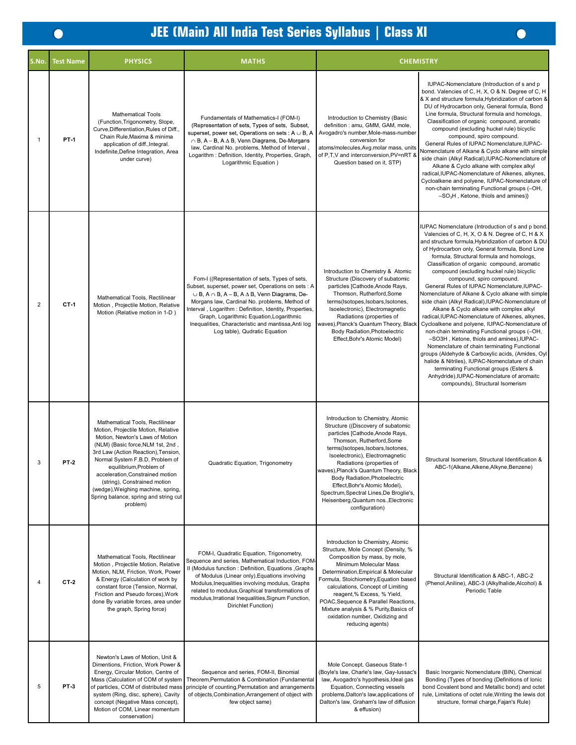# JEE (Main) All India Test Series Syllabus | Class XI

| S.No. | Test Name | PHYSICS | MATHS | CHEMISTRY | |
|---|---|---|---|---|---|
| 1 | PT-1 | Mathematical Tools (Function,Trigonometry, Slope, Curve,Differentiation,Rules of Diff., Chain Rule,Maxima & minima application of diff.,Integral. Indefinite,Define Integration, Area under curve) | Fundamentals of Mathematics-I (FOM-I) (Representation of sets, Types of sets, Subset, superset, power set, Operations on sets : $A \cup B$, $A \cap B$, $A - B$, $A \Delta B$, Venn Diagrams, De-Morgans law, Cardinal No. problems, Method of Interval , Logarithm : Definition, Identity, Properties, Graph, Logarithmic Equation ) | Introduction to Chemistry (Basic definition : amu, GMM, GAM, mole, Avogadro's number,Mole-mass-number conversion for atoms/molecules,Avg.molar mass, units of P,T,V and interconversion,PV=nRT & Question based on it, STP) | IUPAC-Nomenclature (Introduction of s and p bond. Valencies of C, H, X, O & N. Degree of C, H & X and structure formula,Hybridization of carbon & DU of Hydrocarbon only, General formula, Bond Line formula, Structural formula and homologs, Classification of organic compound, aromatic compound (excluding huckel rule) bicyclic compound, spiro compound. General Rules of IUPAC Nomenclature,IUPAC-Nomenclature of Alkane & Cyclo alkane with simple side chain (Alkyl Radical),IUPAC-Nomenclature of Alkane & Cyclo alkane with complex alkyl radical,IUPAC-Nomenclature of Alkenes, alkynes, Cycloalkene and polyene, IUPAC-Nomenclature of non-chain terminating Functional groups (–OH, $-SO_3H$ , Ketone, thiols and amines)} |
| 2 | CT-1 | Mathematical Tools, Rectilinear Motion , Projectile Motion, Relative Motion (Relative motion in 1-D ) | Fom-I ((Representation of sets, Types of sets, Subset, superset, power set, Operations on sets : $A \cup B$, $A \cap B$, $A - B$, $A \Delta B$, Venn Diagrams, De-Morgans law, Cardinal No. problems, Method of Interval , Logarithm : Definition, Identity, Properties, Graph, Logarithmic Equation,Logarithmic Inequalities, Characteristic and mantissa,Anti log Log table), Qudratic Equation | Introduction to Chemistry & Atomic Structure (Discovery of subatomic particles [Cathode,Anode Rays, Thomson, Rutherford,Some terms(Isotopes,Isobars,Isotones, Isoelectronic), Electromagnetic Radiations (properties of waves),Planck's Quantum Theory, Black Body Radiation,Photoelectric Effect,Bohr's Atomic Model) | IUPAC Nomenclature (Introduction of s and p bond. Valencies of C, H, X, O & N. Degree of C, H & X and structure formula,Hybridization of carbon & DU of Hydrocarbon only, General formula, Bond Line formula, Structural formula and homologs, Classification of organic compound, aromatic compound (excluding huckel rule) bicyclic compound, spiro compound. General Rules of IUPAC Nomenclature,IUPAC-Nomenclature of Alkane & Cyclo alkane with simple side chain (Alkyl Radical),IUPAC-Nomenclature of Alkane & Cyclo alkane with complex alkyl radical,IUPAC-Nomenclature of Alkenes, alkynes, Cycloalkene and polyene, IUPAC-Nomenclature of non-chain terminating Functional groups (–OH, –SO3H , Ketone, thiols and amines),IUPAC-Nomenclature of chain terminating Functional groups (Aldehyde & Carboxylic acids, (Amides, Oyl halide & Nitriles), IUPAC-Nomenclature of chain terminating Functional groups (Esters & Anhydride),IUPAC-Nomenclature of aromaitc compounds), Structural Isomerism |
| 3 | PT-2 | Mathematical Tools, Rectilinear Motion, Projectile Motion, Relative Motion, Newton's Laws of Motion (NLM) (Basic force,NLM 1st, 2nd , 3rd Law (Action Reaction),Tension, Normal System F.B.D, Problem of equilibrium,Problem of acceleration,Constrained motion (string), Constrained motion (wedge),Weighing machine, spring, Spring balance, spring and string cut problem) | Quadratic Equation, Trigonometry | Introduction to Chemistry, Atomic Structure ((Discovery of subatomic particles [Cathode,Anode Rays, Thomson, Rutherford,Some terms(Isotopes,Isobars,Isotones, Isoelectronic), Electromagnetic Radiations (properties of waves),Planck's Quantum Theory, Black Body Radiation,Photoelectric Effect,Bohr's Atomic Model), Spectrum,Spectral Lines,De Broglie's, Heisenberg,Quantum nos.,Electronic configuration) | Structural Isomerism, Structural Identification & ABC-1(Alkane,Alkene,Alkyne,Benzene) |
| 4 | CT-2 | Mathematical Tools, Rectilinear Motion , Projectile Motion, Relative Motion, NLM, Friction, Work, Power & Energy (Calculation of work by constant force (Tension, Normal, Friction and Pseudo forces),Work done By variable forces, area under the graph, Spring force) | FOM-I, Quadratic Equation, Trigonometry, Sequence and series, Mathematical Induction, FOM-II (Modulus function : Definition, Equations ,Graphs of Modulus (Linear only),Equations involving Modulus,Inequalities involving modulus, Graphs related to modulus,Graphical transformations of modulus,Irrational Inequalities,Signum Function, Dirichlet Function) | Introduction to Chemistry, Atomic Structure, Mole Concept (Density, % Composition by mass, by mole, Minimum Molecular Mass Determination,Empirical & Molecular Formula, Stoichiometry,Equation based calculations, Concept of Limiting reagent,% Excess, % Yield, POAC,Sequence & Parallel Reactions, Mixture analysis & % Purity,Basics of oxidation number, Oxidizing and reducing agents) | Structural Identification & ABC-1, ABC-2 (Phenol,Aniline), ABC-3 (Alkylhalide,Alcohol) & Periodic Table |
| 5 | PT-3 | Newton's Laws of Motion, Unit & Dimentions, Friction, Work Power & Energy, Circular Motion, Centre of Mass (Calculation of COM of system of particles, COM of distributed mass system (Ring, disc, sphere), Cavity concept (Negative Mass concept), Motion of COM, Linear momentum conservation) | Sequence and series, FOM-II, Binomial Theorem,Permutation & Combination (Fundamental principle of counting,Permutation and arrangements of objects,Combination,Arrangement of object with few object same) | Mole Concept, Gaseous State-1 (Boyle's law, Charle's law, Gay-lussac's law, Avogadro's hypothesis,Ideal gas Equation, Connecting vessels problems,Dalton's law,applications of Dalton's law, Graham's law of diffusion & effusion) | Basic Inorganic Nomenclature (BIN), Chemical Bonding (Types of bonding (Definitions of Ionic bond Covalent bond and Metallic bond) and octet rule, Limitations of octet rule,Writing the lewis dot structure, formal charge,Fajan's Rule) |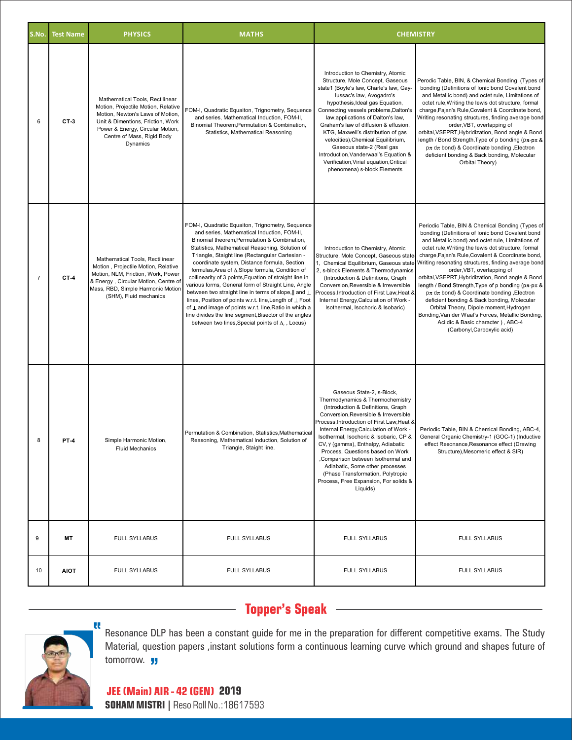| S.No. | Test Name | PHYSICS | MATHS | CHEMISTRY | |
|---|---|---|---|---|---|
| 6 | CT-3 | Mathematical Tools, Rectilinear Motion, Projectile Motion, Relative Motion, Newton's Laws of Motion, Unit & Dimentions, Friction, Work Power & Energy, Circular Motion, Centre of Mass, Rigid Body Dynamics | FOM-I, Quadratic Equaiton, Trignometry, Sequence and series, Mathematical Induction, FOM-II, Binomial Theorem,Permutation & Combination, Statistics, Mathematical Reasoning | Introduction to Chemistry, Atomic Structure, Mole Concept, Gaseous state1 (Boyle's law, Charle's law, Gay-lussac's law, Avogadro's hypothesis,Ideal gas Equation, Connecting vessels problems,Dalton's law,applications of Dalton's law, Graham's law of diffusion & effusion, KTG, Maxwell's distribution of gas velocities),Chemical Equilibrium, Gaseous state-2 (Real gas Introduction,Vanderwaal's Equation & Verification,Virial equation,Critical phenomena) s-block Elements | Perodic Table, BIN, & Chemical Bonding (Types of bonding (Definitions of Ionic bond Covalent bond and Metallic bond) and octet rule, Limitations of octet rule,Writing the lewis dot structure, formal charge,Fajan's Rule,Covalent & Coordinate bond, Writing resonating structures, finding average bond order,VBT, overlapping of orbital,VSEPRT,Hybridization, Bond angle & Bond length / Bond Strength,Type of p bonding ($p\pi$-$p\pi$ & $p\pi$ $d\pi$ bond) & Coordinate bonding ,Electron deficient bonding & Back bonding, Molecular Orbital Theory) |
| 7 | CT-4 | Mathematical Tools, Rectilinear Motion , Projectile Motion, Relative Motion, NLM, Friction, Work, Power & Energy , Circular Motion, Centre of Mass, RBD, Simple Harmonic Motion (SHM), Fluid mechanics | FOM-I, Quadratic Equaiton, Trignometry, Sequence and series, Mathematical Induction, FOM-II, Binomial theorem,Permutation & Combination, Statistics, Mathematical Reasoning, Solution of Triangle, Staight line (Rectangular Cartesian - coordinate system, Distance formula, Section formulas,Area of $\Delta$,Slope formula, Condition of collinearity of 3 points,Equation of straight line in various forms, General form of Straight Line, Angle between two straight line in terms of slope,\|\| and $\perp$ lines, Position of points w.r.t. line,Length of $\perp$ Foot of $\perp$ and image of points w.r.t. line,Ratio in which a line divides the line segment,Bisector of the angles between two lines,Special points of $\Delta$, , Locus) | Introduction to Chemistry, Atomic Structure, Mole Concept, Gaseous state-1, Chemical Equilibrium, Gaseous state-2, s-block Elements & Thermodynamics (Introduction & Definitions, Graph Conversion,Reversible & Irreversible Process,Introduction of First Law,Heat & Internal Energy,Calculation of Work - Isothermal, Isochoric & Isobaric) | Periodic Table, BIN & Chemical Bonding (Types of bonding (Definitions of Ionic bond Covalent bond and Metallic bond) and octet rule, Limitations of octet rule,Writing the lewis dot structure, formal charge,Fajan's Rule,Covalent & Coordinate bond, Writing resonating structures, finding average bond order,VBT, overlapping of orbital,VSEPRT,Hybridization, Bond angle & Bond length / Bond Strength,Type of p bonding ($p\pi$-$p\pi$ & $p\pi$ $d\pi$ bond) & Coordinate bonding ,Electron deficient bonding & Back bonding, Molecular Orbital Theory, Dipole moment,Hydrogen Bonding,Van der Waal's Forces, Metallic Bonding, Aciidic & Basic character ) , ABC-4 (Carbonyl,Carboxylic acid) |
| 8 | PT-4 | Simple Harmonic Motion, Fluid Mechanics | Permutation & Combination, Statistics,Mathematical Reasoning, Mathematical Induction, Solution of Triangle, Straight line. | Gaseous State-2, s-Block, Thermodynamics & Thermochemistry (Introduction & Definitions, Graph Conversion,Reversible & Irreversible Process,Introduction of First Law,Heat & Internal Energy,Calculation of Work - Isothermal, Isochoric & Isobaric, CP & CV, $\gamma$ (gamma), Enthalpy, Adiabatic Process, Questions based on Work ,Comparison between Isothermal and Adiabatic, Some other processes (Phase Transformation, Polytropic Process, Free Expansion, For solids & Liquids) | Periodic Table, BIN & Chemical Bonding, ABC-4, General Organic Chemistry-1 (GOC-1) (Inductive effect Resonance,Resonance effect (Drawing Structure),Mesomeric effect & SIR) |
| 9 | MT | FULL SYLLABUS | FULL SYLLABUS | FULL SYLLABUS | FULL SYLLABUS |
| 10 | AIOT | FULL SYLLABUS | FULL SYLLABUS | FULL SYLLABUS | FULL SYLLABUS |

## Topper's Speak

"Resonance DLP has been a constant guide for me in the preparation for different competitive exams. The Study Material, question papers ,instant solutions form a continuous learning curve which ground and shapes future of tomorrow."

**JEE (Main) AIR - 42 (GEN) 2019**

**SOHAM MISTRI** | Reso Roll No.:18617593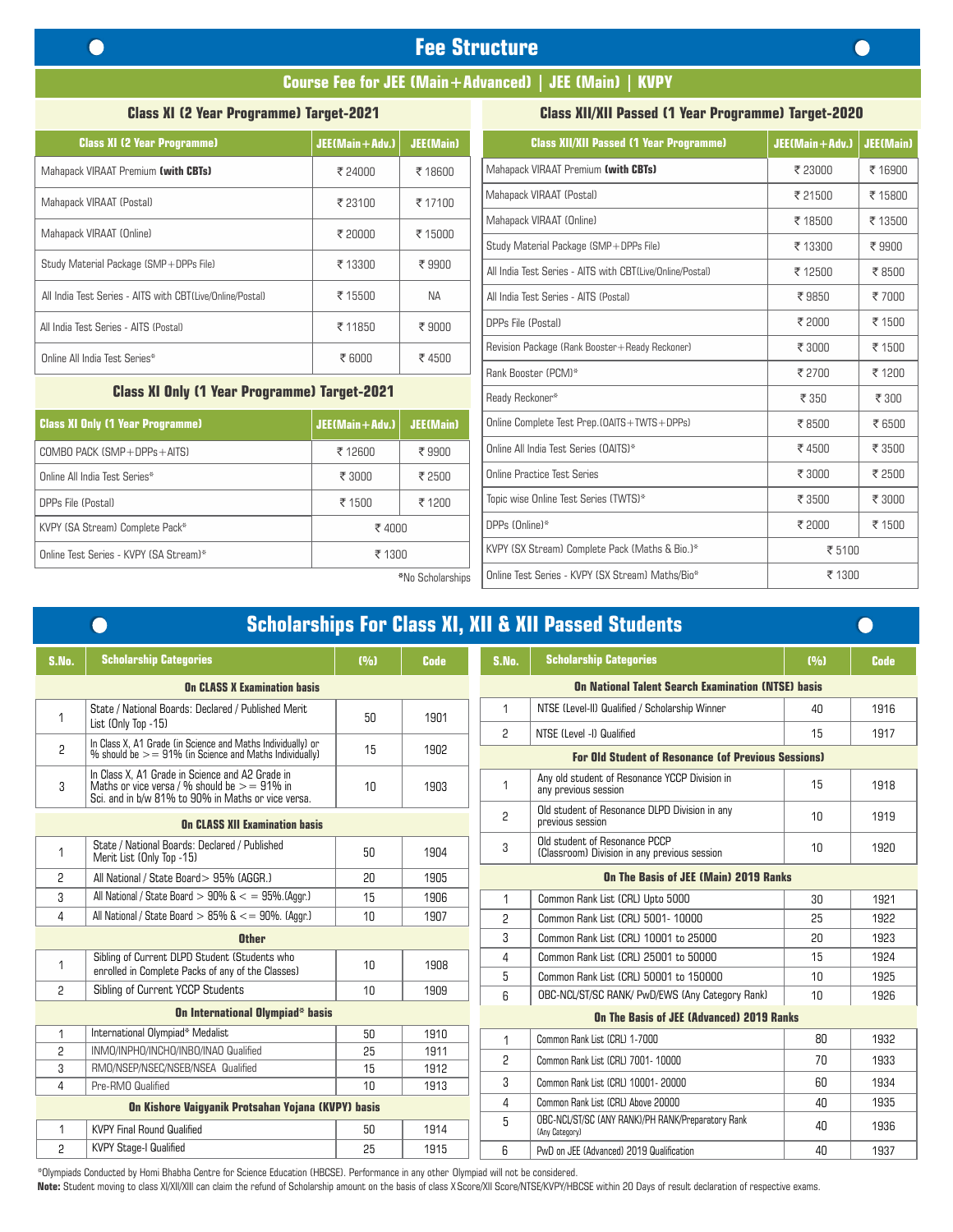# Fee Structure

## Course Fee for JEE (Main+Advanced) | JEE (Main) | KVPY

### Class XI (2 Year Programme) Target-2021

| Class XI (2 Year Programme) | JEE(Main+Adv.) | JEE(Main) |
|---|---|---|
| Mahapack VIRAAT Premium **(with CBTs)** | ₹ 24000 | ₹ 18600 |
| Mahapack VIRAAT (Postal) | ₹ 23100 | ₹ 17100 |
| Mahapack VIRAAT (Online) | ₹ 20000 | ₹ 15000 |
| Study Material Package (SMP+DPPs File) | ₹ 13300 | ₹ 9900 |
| All India Test Series - AITS with CBT(Live/Online/Postal) | ₹ 15500 | NA |
| All India Test Series - AITS (Postal) | ₹ 11850 | ₹ 9000 |
| Online All India Test Series* | ₹ 6000 | ₹ 4500 |

### Class XI Only (1 Year Programme) Target-2021

| Class XI Only (1 Year Programme) | JEE(Main+Adv.) | JEE(Main) |
|---|---|---|
| COMBO PACK (SMP+DPPs+AITS) | ₹ 12600 | ₹ 9900 |
| Online All India Test Series* | ₹ 3000 | ₹ 2500 |
| DPPs File (Postal) | ₹ 1500 | ₹ 1200 |
| KVPY (SA Stream) Complete Pack* | ₹ 4000 | |
| Online Test Series - KVPY (SA Stream)* | ₹ 1300 | |

*No Scholarships

### Class XII/XII Passed (1 Year Programme) Target-2020

| Class XII/XII Passed (1 Year Programme) | JEE(Main+Adv.) | JEE(Main) |
|---|---|---|
| Mahapack VIRAAT Premium **(with CBTs)** | ₹ 23000 | ₹ 16900 |
| Mahapack VIRAAT (Postal) | ₹ 21500 | ₹ 15800 |
| Mahapack VIRAAT (Online) | ₹ 18500 | ₹ 13500 |
| Study Material Package (SMP+DPPs File) | ₹ 13300 | ₹ 9900 |
| All India Test Series - AITS with CBT(Live/Online/Postal) | ₹ 12500 | ₹ 8500 |
| All India Test Series - AITS (Postal) | ₹ 9850 | ₹ 7000 |
| DPPs File (Postal) | ₹ 2000 | ₹ 1500 |
| Revision Package (Rank Booster+Ready Reckoner) | ₹ 3000 | ₹ 1500 |
| Rank Booster (PCM)* | ₹ 2700 | ₹ 1200 |
| Ready Reckoner* | ₹ 350 | ₹ 300 |
| Online Complete Test Prep.(OAITS+TWTS+DPPs) | ₹ 8500 | ₹ 6500 |
| Online All India Test Series (OAITS)* | ₹ 4500 | ₹ 3500 |
| Online Practice Test Series | ₹ 3000 | ₹ 2500 |
| Topic wise Online Test Series (TWTS)* | ₹ 3500 | ₹ 3000 |
| DPPs (Online)* | ₹ 2000 | ₹ 1500 |
| KVPY (SX Stream) Complete Pack (Maths & Bio.)* | ₹ 5100 | |
| Online Test Series - KVPY (SX Stream) Maths/Bio* | ₹ 1300 | |

# Scholarships For Class XI, XII & XII Passed Students

| S.No. | Scholarship Categories | (%) | Code |
|---|---|---|---|
| | **On CLASS X Examination basis** | | |
| 1 | State / National Boards: Declared / Published Merit List (Only Top -15) | 50 | 1901 |
| 2 | In Class X, A1 Grade (in Science and Maths Individually) or % should be >= 91% (in Science and Maths Individually) | 15 | 1902 |
| 3 | In Class X, A1 Grade in Science and A2 Grade in Maths or vice versa / % should be >= 91% in Sci. and in b/w 81% to 90% in Maths or vice versa. | 10 | 1903 |
| | **On CLASS XII Examination basis** | | |
| 1 | State / National Boards: Declared / Published Merit List (Only Top -15) | 50 | 1904 |
| 2 | All National / State Board> 95% (AGGR.) | 20 | 1905 |
| 3 | All National / State Board > 90% & < = 95%.(Aggr.) | 15 | 1906 |
| 4 | All National / State Board > 85% & <= 90%. (Aggr.) | 10 | 1907 |
| | **Other** | | |
| 1 | Sibling of Current DLPD Student (Students who enrolled in Complete Packs of any of the Classes) | 10 | 1908 |
| 2 | Sibling of Current YCCP Students | 10 | 1909 |
| | **On International Olympiad* basis** | | |
| 1 | International Olympiad* Medalist | 50 | 1910 |
| 2 | INMO/INPHO/INCHO/INBO/INAO Qualified | 25 | 1911 |
| 3 | RMO/NSEP/NSEC/NSEB/NSEA Qualified | 15 | 1912 |
| 4 | Pre-RMO Qualified | 10 | 1913 |
| | **On Kishore Vaigyanik Protsahan Yojana (KVPY) basis** | | |
| 1 | KVPY Final Round Qualified | 50 | 1914 |
| 2 | KVPY Stage-I Qualified | 25 | 1915 |

| S.No. | Scholarship Categories | (%) | Code |
|---|---|---|---|
| | **On National Talent Search Examination (NTSE) basis** | | |
| 1 | NTSE (Level-II) Qualified / Scholarship Winner | 40 | 1916 |
| 2 | NTSE (Level -I) Qualified | 15 | 1917 |
| | **For Old Student of Resonance (of Previous Sessions)** | | |
| 1 | Any old student of Resonance YCCP Division in any previous session | 15 | 1918 |
| 2 | Old student of Resonance DLPD Division in any previous session | 10 | 1919 |
| 3 | Old student of Resonance PCCP (Classroom) Division in any previous session | 10 | 1920 |
| | **On The Basis of JEE (Main) 2019 Ranks** | | |
| 1 | Common Rank List (CRL) Upto 5000 | 30 | 1921 |
| 2 | Common Rank List (CRL) 5001- 10000 | 25 | 1922 |
| 3 | Common Rank List (CRL) 10001 to 25000 | 20 | 1923 |
| 4 | Common Rank List (CRL) 25001 to 50000 | 15 | 1924 |
| 5 | Common Rank List (CRL) 50001 to 150000 | 10 | 1925 |
| 6 | OBC-NCL/ST/SC RANK/ PwD/EWS (Any Category Rank) | 10 | 1926 |
| | **On The Basis of JEE (Advanced) 2019 Ranks** | | |
| 1 | Common Rank List (CRL) 1-7000 | 80 | 1932 |
| 2 | Common Rank List (CRL) 7001- 10000 | 70 | 1933 |
| 3 | Common Rank List (CRL) 10001- 20000 | 60 | 1934 |
| 4 | Common Rank List (CRL) Above 20000 | 40 | 1935 |
| 5 | OBC-NCL/ST/SC (ANY RANK)/PH RANK/Preparatory Rank (Any Category) | 40 | 1936 |
| 6 | PwD on JEE (Advanced) 2019 Qualification | 40 | 1937 |

*Olympiads Conducted by Homi Bhabha Centre for Science Education (HBCSE). Performance in any other Olympiad will not be considered.

**Note:** Student moving to class XI/XII/XIII can claim the refund of Scholarship amount on the basis of class X Score/XII Score/NTSE/KVPY/HBCSE within 20 Days of result declaration of respective exams.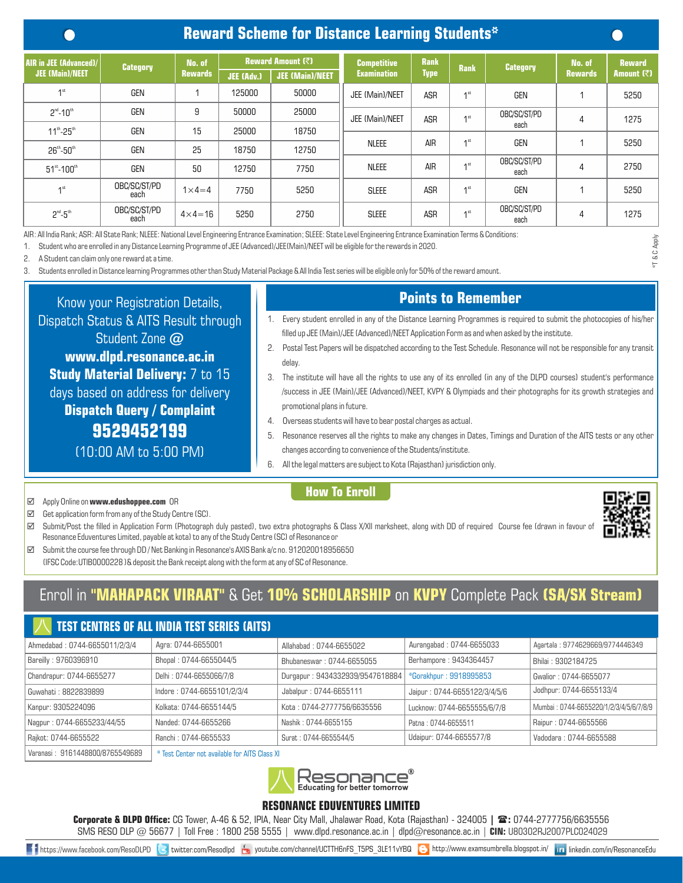# Reward Scheme for Distance Learning Students*

| AIR in JEE (Advanced)/ JEE (Main)/NEET | Category | No. of Rewards | Reward Amount (₹) | |
|---|---|---|---|---|
| | | | JEE (Adv.) | JEE (Main)/NEET |
| 1st | GEN | 1 | 125000 | 50000 |
| 2nd-10th | GEN | 9 | 50000 | 25000 |
| 11th-25th | GEN | 15 | 25000 | 18750 |
| 26th-50th | GEN | 25 | 18750 | 12750 |
| 51st-100th | GEN | 50 | 12750 | 7750 |
| 1st | OBC/SC/ST/PD each | 1×4=4 | 7750 | 5250 |
| 2nd-5th | OBC/SC/ST/PD each | 4×4=16 | 5250 | 2750 |

| Competitive Examination | Rank Type | Rank | Category | No. of Rewards | Reward Amount (₹) |
|---|---|---|---|---|---|
| JEE (Main)/NEET | ASR | 1st | GEN | 1 | 5250 |
| JEE (Main)/NEET | ASR | 1st | OBC/SC/ST/PD each | 4 | 1275 |
| NLEEE | AIR | 1st | GEN | 1 | 5250 |
| NLEEE | AIR | 1st | OBC/SC/ST/PD each | 4 | 2750 |
| SLEEE | ASR | 1st | GEN | 1 | 5250 |
| SLEEE | ASR | 1st | OBC/SC/ST/PD each | 4 | 1275 |

AIR: All India Rank; ASR: All State Rank; NLEEE: National Level Engineering Entrance Examination; SLEEE: State Level Engineering Entrance Examination Terms & Conditions:

1. Student who are enrolled in any Distance Learning Programme of JEE (Advanced)/JEE(Main)/NEET will be eligible for the rewards in 2020.
2. A Student can claim only one reward at a time.
3. Students enrolled in Distance learning Programmes other than Study Material Package & All India Test series will be eligible only for 50% of the reward amount.

*T & C Apply

Know your Registration Details, Dispatch Status & AITS Result through Student Zone @ **www.dlpd.resonance.ac.in**
**Study Material Delivery:** 7 to 15 days based on address for delivery
**Dispatch Query / Complaint**
**9529452199**
(10:00 AM to 5:00 PM)

## Points to Remember

1. Every student enrolled in any of the Distance Learning Programmes is required to submit the photocopies of his/her filled up JEE (Main)/JEE (Advanced)/NEET Application Form as and when asked by the institute.
2. Postal Test Papers will be dispatched according to the Test Schedule. Resonance will not be responsible for any transit delay.
3. The institute will have all the rights to use any of its enrolled (in any of the DLPD courses) student's performance /success in JEE (Main)/JEE (Advanced)/NEET, KVPY & Olympiads and their photographs for its growth strategies and promotional plans in future.
4. Overseas students will have to bear postal charges as actual.
5. Resonance reserves all the rights to make any changes in Dates, Timings and Duration of the AITS tests or any other changes according to convenience of the Students/institute.
6. All the legal matters are subject to Kota (Rajasthan) jurisdiction only.

## How To Enroll

- ☑ Apply Online on **www.edushoppee.com** OR
- ☑ Get application form from any of the Study Centre (SC).
- ☑ Submit/Post the filled in Application Form (Photograph duly pasted), two extra photographs & Class X/XII marksheet, along with DD of required Course fee (drawn in favour of Resonance Eduventures Limited, payable at kota) to any of the Study Centre (SC) of Resonance or
- ☑ Submit the course fee through DD / Net Banking in Resonance's AXIS Bank a/c no. 912020018956650 (IFSC Code: UTIB0000228 ) & deposit the Bank receipt along with the form at any of SC of Resonance.

## Enroll in "MAHAPACK VIRAAT" & Get 10% SCHOLARSHIP on KVPY Complete Pack (SA/SX Stream)

## TEST CENTRES OF ALL INDIA TEST SERIES (AITS)

| | | | | |
|---|---|---|---|---|
| Ahmedabad : 0744-6655011/2/3/4 | Agra: 0744-6655001 | Allahabad : 0744-6655022 | Aurangabad : 0744-6655033 | Agartala : 9774629669/9774446349 |
| Bareilly : 9760396910 | Bhopal : 0744-6655044/5 | Bhubaneswar : 0744-6655055 | Berhampore : 9434364457 | Bhilai : 9302184725 |
| Chandrapur: 0744-6655277 | Delhi : 0744-6655066/7/8 | Durgapur : 9434332939/9547618884 | *Gorakhpur : 9918995853 | Gwalior : 0744-6655077 |
| Guwahati : 8822839899 | Indore : 0744-6655101/2/3/4 | Jabalpur : 0744-6655111 | Jaipur : 0744-6655122/3/4/5/6 | Jodhpur: 0744-6655133/4 |
| Kanpur: 9305224096 | Kolkata: 0744-6655144/5 | Kota : 0744-2777756/6635556 | Lucknow: 0744-6655555/6/7/8 | Mumbai : 0744-6655220/1/2/3/4/5/6/7/8/9 |
| Nagpur : 0744-6655233/44/55 | Nanded: 0744-6655266 | Nashik : 0744-6655155 | Patna : 0744-6655511 | Raipur : 0744-6655566 |
| Rajkot: 0744-6655522 | Ranchi : 0744-6655533 | Surat : 0744-6655544/5 | Udaipur: 0744-6655577/8 | Vadodara : 0744-6655588 |
| Varanasi : 9161448800/8765549689 | * Test Center not available for AITS Class XI | | | |

Resonance®
Educating for better tomorrow

**RESONANCE EDUVENTURES LIMITED**

**Corporate & DLPD Office:** CG Tower, A-46 & 52, IPIA, Near City Mall, Jhalawar Road, Kota (Rajasthan) - 324005 | ☎: 0744-2777756/6635556
SMS RESO DLP @ 56677 | Toll Free : 1800 258 5555 | www.dlpd.resonance.ac.in | dlpd@resonance.ac.in | **CIN:** U80302RJ2007PLC024029

https://www.facebook.com/ResoDLPD | twitter.com/Resodlpd | youtube.com/channel/UCTTH6nFS_T5PS_3LE11vYBQ | http://www.examsumbrella.blogspot.in/ | linkedin.com/in/ResonanceEdu